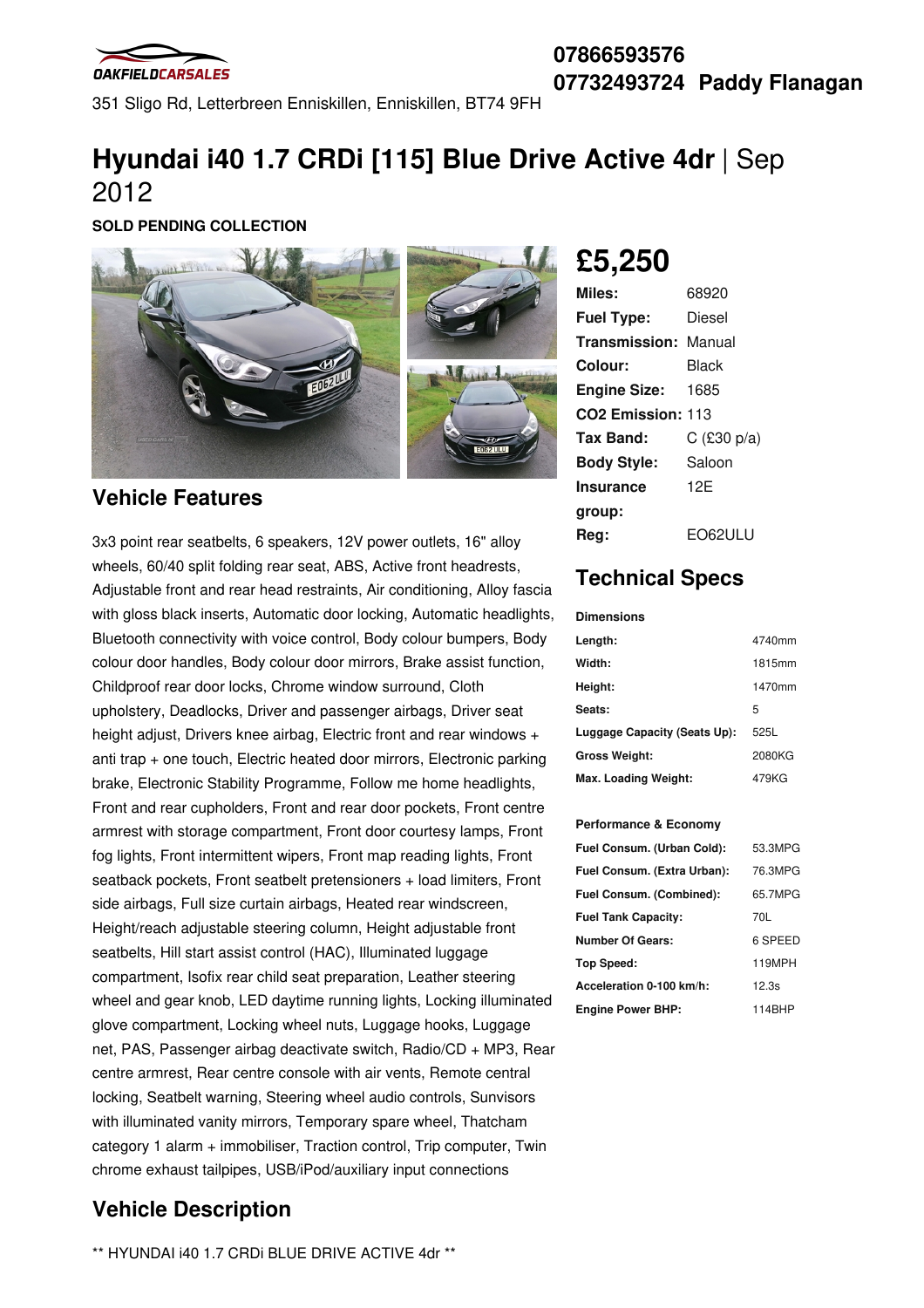OAKFIELDCARSALES

351 Sligo Rd, Letterbreen Enniskillen, Enniskillen, BT74 9FH

**07866593576**
**07732493724 Paddy Flanagan**

# **Hyundai i40 1.7 CRDi [115] Blue Drive Active 4dr** | Sep 2012

**SOLD PENDING COLLECTION**

## £5,250

| | |
|---|---|
| **Miles:** | 68920 |
| **Fuel Type:** | Diesel |
| **Transmission:** | Manual |
| **Colour:** | Black |
| **Engine Size:** | 1685 |
| **CO2 Emission:** | 113 |
| **Tax Band:** | C (£30 p/a) |
| **Body Style:** | Saloon |
| **Insurance group:** | 12E |
| **Reg:** | EO62ULU |

## Vehicle Features

3x3 point rear seatbelts, 6 speakers, 12V power outlets, 16" alloy wheels, 60/40 split folding rear seat, ABS, Active front headrests, Adjustable front and rear head restraints, Air conditioning, Alloy fascia with gloss black inserts, Automatic door locking, Automatic headlights, Bluetooth connectivity with voice control, Body colour bumpers, Body colour door handles, Body colour door mirrors, Brake assist function, Childproof rear door locks, Chrome window surround, Cloth upholstery, Deadlocks, Driver and passenger airbags, Driver seat height adjust, Drivers knee airbag, Electric front and rear windows + anti trap + one touch, Electric heated door mirrors, Electronic parking brake, Electronic Stability Programme, Follow me home headlights, Front and rear cupholders, Front and rear door pockets, Front centre armrest with storage compartment, Front door courtesy lamps, Front fog lights, Front intermittent wipers, Front map reading lights, Front seatback pockets, Front seatbelt pretensioners + load limiters, Front side airbags, Full size curtain airbags, Heated rear windscreen, Height/reach adjustable steering column, Height adjustable front seatbelts, Hill start assist control (HAC), Illuminated luggage compartment, Isofix rear child seat preparation, Leather steering wheel and gear knob, LED daytime running lights, Locking illuminated glove compartment, Locking wheel nuts, Luggage hooks, Luggage net, PAS, Passenger airbag deactivate switch, Radio/CD + MP3, Rear centre armrest, Rear centre console with air vents, Remote central locking, Seatbelt warning, Steering wheel audio controls, Sunvisors with illuminated vanity mirrors, Temporary spare wheel, Thatcham category 1 alarm + immobiliser, Traction control, Trip computer, Twin chrome exhaust tailpipes, USB/iPod/auxiliary input connections

## Technical Specs

**Dimensions**

| | |
|---|---|
| **Length:** | 4740mm |
| **Width:** | 1815mm |
| **Height:** | 1470mm |
| **Seats:** | 5 |
| **Luggage Capacity (Seats Up):** | 525L |
| **Gross Weight:** | 2080KG |
| **Max. Loading Weight:** | 479KG |

**Performance & Economy**

| | |
|---|---|
| **Fuel Consum. (Urban Cold):** | 53.3MPG |
| **Fuel Consum. (Extra Urban):** | 76.3MPG |
| **Fuel Consum. (Combined):** | 65.7MPG |
| **Fuel Tank Capacity:** | 70L |
| **Number Of Gears:** | 6 SPEED |
| **Top Speed:** | 119MPH |
| **Acceleration 0-100 km/h:** | 12.3s |
| **Engine Power BHP:** | 114BHP |

## Vehicle Description

** HYUNDAI i40 1.7 CRDi BLUE DRIVE ACTIVE 4dr **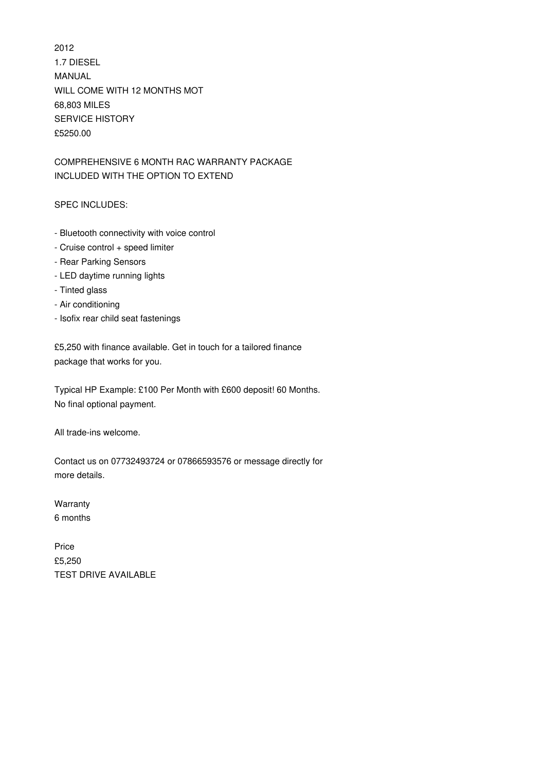2012
1.7 DIESEL
MANUAL
WILL COME WITH 12 MONTHS MOT
68,803 MILES
SERVICE HISTORY
£5250.00

COMPREHENSIVE 6 MONTH RAC WARRANTY PACKAGE INCLUDED WITH THE OPTION TO EXTEND

SPEC INCLUDES:

- Bluetooth connectivity with voice control
- Cruise control + speed limiter
- Rear Parking Sensors
- LED daytime running lights
- Tinted glass
- Air conditioning
- Isofix rear child seat fastenings

£5,250 with finance available. Get in touch for a tailored finance package that works for you.

Typical HP Example: £100 Per Month with £600 deposit! 60 Months. No final optional payment.

All trade-ins welcome.

Contact us on 07732493724 or 07866593576 or message directly for more details.

Warranty
6 months

Price
£5,250
TEST DRIVE AVAILABLE